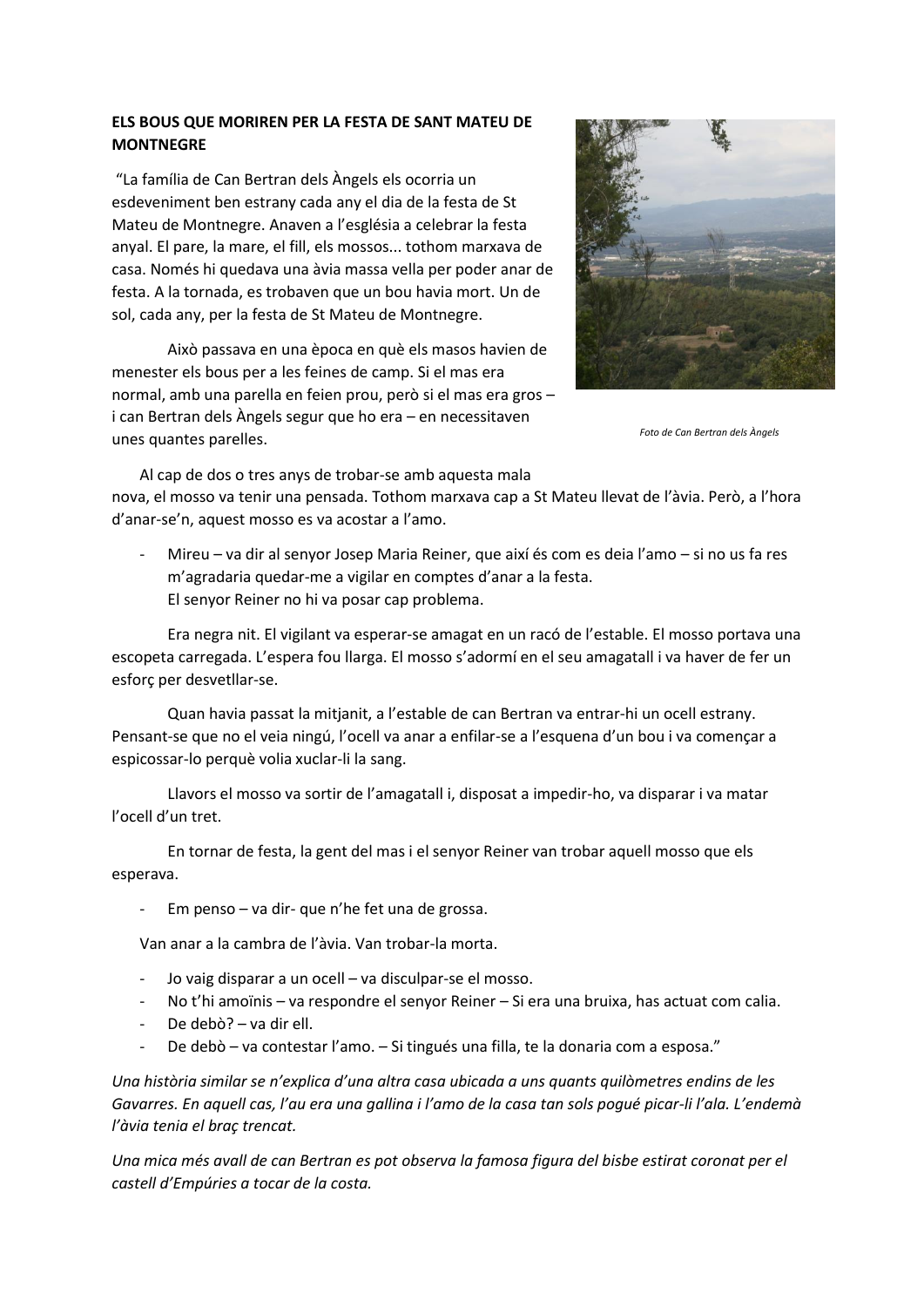**ELS BOUS QUE MORIREN PER LA FESTA DE SANT MATEU DE MONTNEGRE**

"La família de Can Bertran dels Àngels els ocorria un esdeveniment ben estrany cada any el dia de la festa de St Mateu de Montnegre. Anaven a l'església a celebrar la festa anyal. El pare, la mare, el fill, els mossos... tothom marxava de casa. Només hi quedava una àvia massa vella per poder anar de festa. A la tornada, es trobaven que un bou havia mort. Un de sol, cada any, per la festa de St Mateu de Montnegre.

Això passava en una època en què els masos havien de menester els bous per a les feines de camp. Si el mas era normal, amb una parella en feien prou, però si el mas era gros – i can Bertran dels Àngels segur que ho era – en necessitaven unes quantes parelles.

*Foto de Can Bertran dels Àngels*

Al cap de dos o tres anys de trobar-se amb aquesta mala nova, el mosso va tenir una pensada. Tothom marxava cap a St Mateu llevat de l'àvia. Però, a l'hora d'anar-se'n, aquest mosso es va acostar a l'amo.

- Mireu – va dir al senyor Josep Maria Reiner, que així és com es deia l'amo – si no us fa res m'agradaria quedar-me a vigilar en comptes d'anar a la festa.
  El senyor Reiner no hi va posar cap problema.

Era negra nit. El vigilant va esperar-se amagat en un racó de l'estable. El mosso portava una escopeta carregada. L'espera fou llarga. El mosso s'adormí en el seu amagatall i va haver de fer un esforç per desvetllar-se.

Quan havia passat la mitjanit, a l'estable de can Bertran va entrar-hi un ocell estrany. Pensant-se que no el veia ningú, l'ocell va anar a enfilar-se a l'esquena d'un bou i va començar a espicossar-lo perquè volia xuclar-li la sang.

Llavors el mosso va sortir de l'amagatall i, disposat a impedir-ho, va disparar i va matar l'ocell d'un tret.

En tornar de festa, la gent del mas i el senyor Reiner van trobar aquell mosso que els esperava.

- Em penso – va dir- que n'he fet una de grossa.

Van anar a la cambra de l'àvia. Van trobar-la morta.

- Jo vaig disparar a un ocell – va disculpar-se el mosso.
- No t'hi amoïnis – va respondre el senyor Reiner – Si era una bruixa, has actuat com calia.
- De debò? – va dir ell.
- De debò – va contestar l'amo. – Si tingués una filla, te la donaria com a esposa."

*Una història similar se n'explica d'una altra casa ubicada a uns quants quilòmetres endins de les Gavarres. En aquell cas, l'au era una gallina i l'amo de la casa tan sols pogué picar-li l'ala. L'endemà l'àvia tenia el braç trencat.*

*Una mica més avall de can Bertran es pot observa la famosa figura del bisbe estirat coronat per el castell d'Empúries a tocar de la costa.*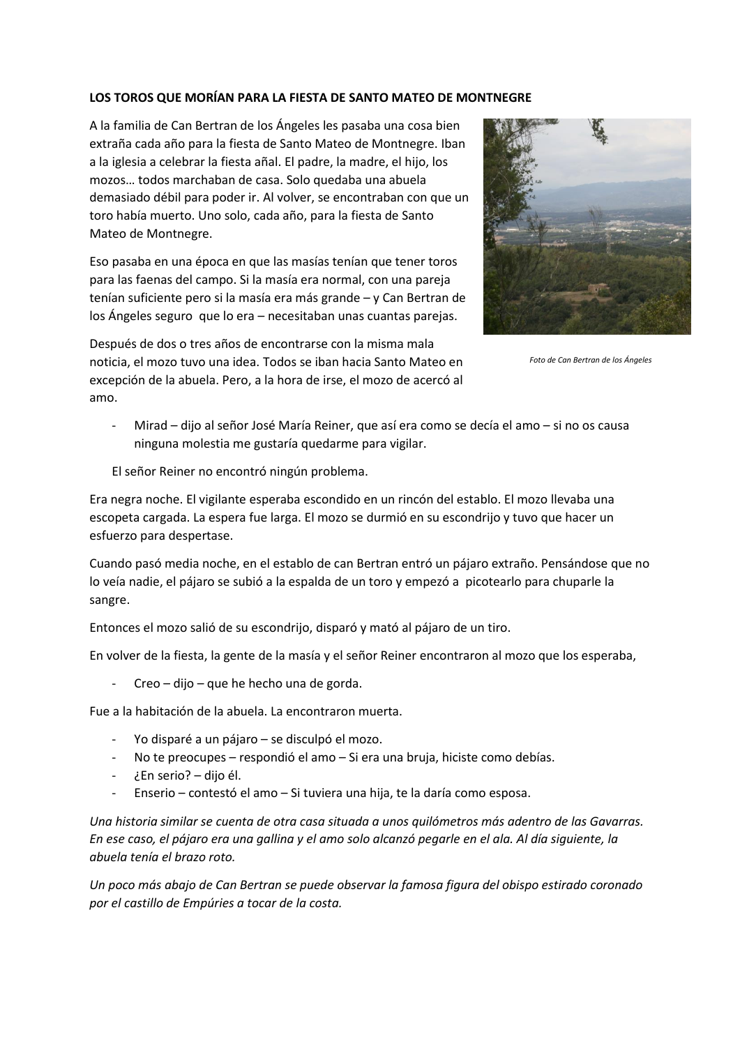**LOS TOROS QUE MORÍAN PARA LA FIESTA DE SANTO MATEO DE MONTNEGRE**

A la familia de Can Bertran de los Ángeles les pasaba una cosa bien extraña cada año para la fiesta de Santo Mateo de Montnegre. Iban a la iglesia a celebrar la fiesta añal. El padre, la madre, el hijo, los mozos… todos marchaban de casa. Solo quedaba una abuela demasiado débil para poder ir. Al volver, se encontraban con que un toro había muerto. Uno solo, cada año, para la fiesta de Santo Mateo de Montnegre.

Eso pasaba en una época en que las masías tenían que tener toros para las faenas del campo. Si la masía era normal, con una pareja tenían suficiente pero si la masía era más grande – y Can Bertran de los Ángeles seguro que lo era – necesitaban unas cuantas parejas.

Después de dos o tres años de encontrarse con la misma mala noticia, el mozo tuvo una idea. Todos se iban hacia Santo Mateo en excepción de la abuela. Pero, a la hora de irse, el mozo de acercó al amo.

*Foto de Can Bertran de los Ángeles*

- Mirad – dijo al señor José María Reiner, que así era como se decía el amo – si no os causa ninguna molestia me gustaría quedarme para vigilar.

El señor Reiner no encontró ningún problema.

Era negra noche. El vigilante esperaba escondido en un rincón del establo. El mozo llevaba una escopeta cargada. La espera fue larga. El mozo se durmió en su escondrijo y tuvo que hacer un esfuerzo para despertase.

Cuando pasó media noche, en el establo de can Bertran entró un pájaro extraño. Pensándose que no lo veía nadie, el pájaro se subió a la espalda de un toro y empezó a picotearlo para chuparle la sangre.

Entonces el mozo salió de su escondrijo, disparó y mató al pájaro de un tiro.

En volver de la fiesta, la gente de la masía y el señor Reiner encontraron al mozo que los esperaba,

- Creo – dijo – que he hecho una de gorda.

Fue a la habitación de la abuela. La encontraron muerta.

- Yo disparé a un pájaro – se disculpó el mozo.
- No te preocupes – respondió el amo – Si era una bruja, hiciste como debías.
- ¿En serio? – dijo él.
- Enserio – contestó el amo – Si tuviera una hija, te la daría como esposa.

*Una historia similar se cuenta de otra casa situada a unos quilómetros más adentro de las Gavarras. En ese caso, el pájaro era una gallina y el amo solo alcanzó pegarle en el ala. Al día siguiente, la abuela tenía el brazo roto.*

*Un poco más abajo de Can Bertran se puede observar la famosa figura del obispo estirado coronado por el castillo de Empúries a tocar de la costa.*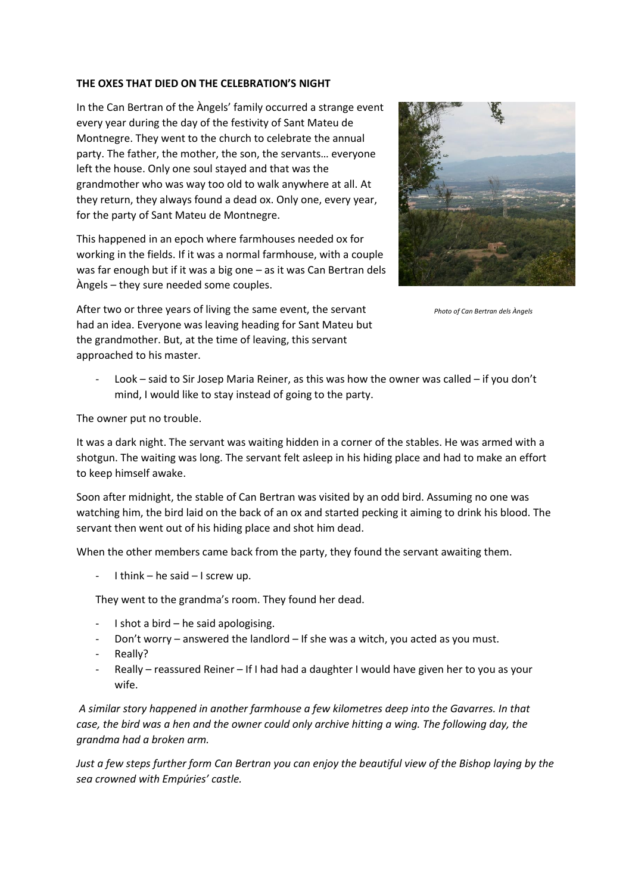**THE OXES THAT DIED ON THE CELEBRATION'S NIGHT**

In the Can Bertran of the Àngels' family occurred a strange event every year during the day of the festivity of Sant Mateu de Montnegre. They went to the church to celebrate the annual party. The father, the mother, the son, the servants… everyone left the house. Only one soul stayed and that was the grandmother who was way too old to walk anywhere at all. At they return, they always found a dead ox. Only one, every year, for the party of Sant Mateu de Montnegre.

This happened in an epoch where farmhouses needed ox for working in the fields. If it was a normal farmhouse, with a couple was far enough but if it was a big one – as it was Can Bertran dels Àngels – they sure needed some couples.

*Photo of Can Bertran dels Àngels*

After two or three years of living the same event, the servant had an idea. Everyone was leaving heading for Sant Mateu but the grandmother. But, at the time of leaving, this servant approached to his master.

- Look – said to Sir Josep Maria Reiner, as this was how the owner was called – if you don't mind, I would like to stay instead of going to the party.

The owner put no trouble.

It was a dark night. The servant was waiting hidden in a corner of the stables. He was armed with a shotgun. The waiting was long. The servant felt asleep in his hiding place and had to make an effort to keep himself awake.

Soon after midnight, the stable of Can Bertran was visited by an odd bird. Assuming no one was watching him, the bird laid on the back of an ox and started pecking it aiming to drink his blood. The servant then went out of his hiding place and shot him dead.

When the other members came back from the party, they found the servant awaiting them.

- I think – he said – I screw up.

They went to the grandma's room. They found her dead.

- I shot a bird – he said apologising.
- Don't worry – answered the landlord – If she was a witch, you acted as you must.
- Really?
- Really – reassured Reiner – If I had had a daughter I would have given her to you as your wife.

*A similar story happened in another farmhouse a few kilometres deep into the Gavarres. In that case, the bird was a hen and the owner could only archive hitting a wing. The following day, the grandma had a broken arm.*

*Just a few steps further form Can Bertran you can enjoy the beautiful view of the Bishop laying by the sea crowned with Empúries' castle.*